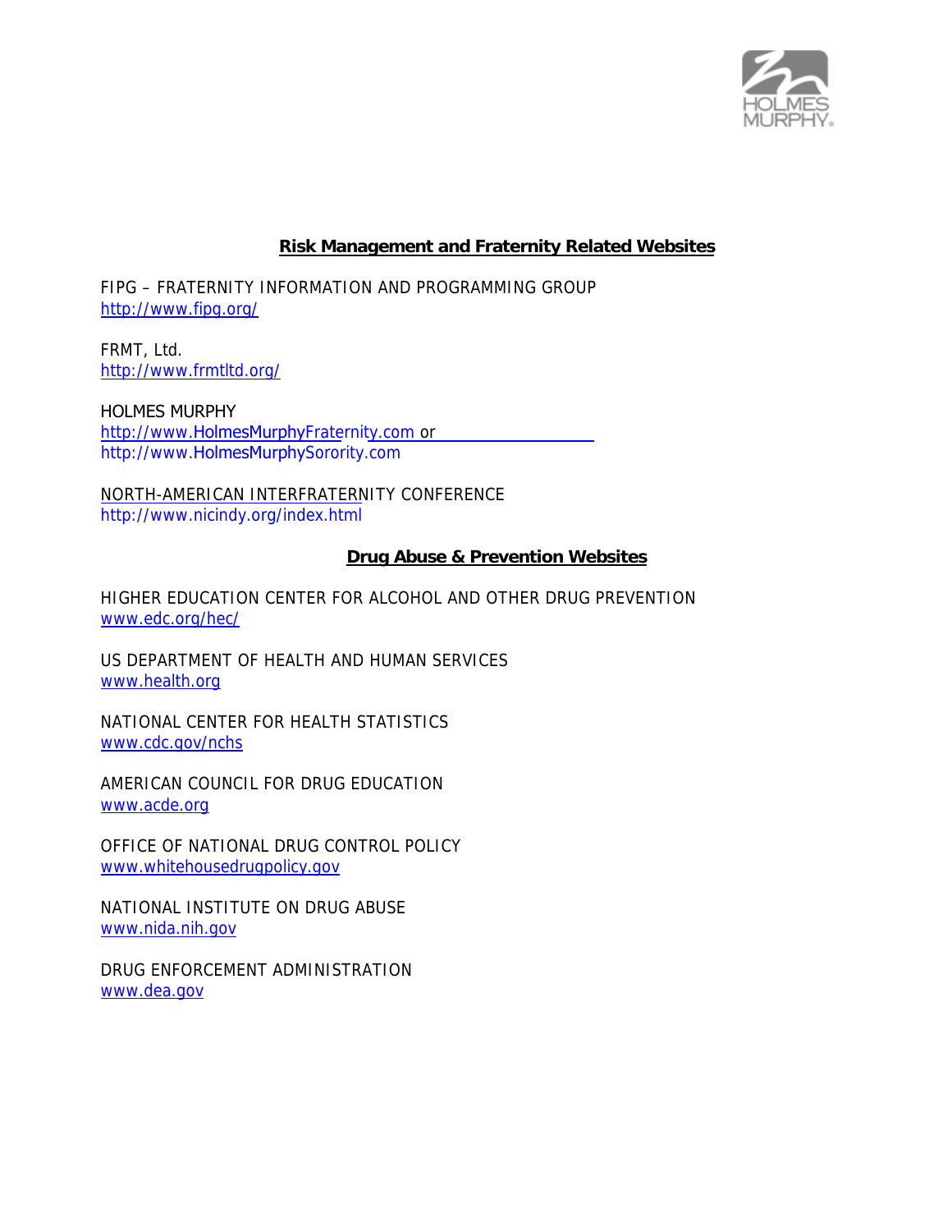## Risk Management and Fraternity Related Websites

FIPG – FRATERNITY INFORMATION AND PROGRAMMING GROUP
http://www.fipg.org/

FRMT, Ltd.
http://www.frmtltd.org/

HOLMES MURPHY
http://www.HolmesMurphyFraternity.com or
http://www.HolmesMurphySorority.com

NORTH-AMERICAN INTERFRATERNITY CONFERENCE
http://www.nicindy.org/index.html

## Drug Abuse & Prevention Websites

HIGHER EDUCATION CENTER FOR ALCOHOL AND OTHER DRUG PREVENTION
www.edc.org/hec/

US DEPARTMENT OF HEALTH AND HUMAN SERVICES
www.health.org

NATIONAL CENTER FOR HEALTH STATISTICS
www.cdc.gov/nchs

AMERICAN COUNCIL FOR DRUG EDUCATION
www.acde.org

OFFICE OF NATIONAL DRUG CONTROL POLICY
www.whitehousedrugpolicy.gov

NATIONAL INSTITUTE ON DRUG ABUSE
www.nida.nih.gov

DRUG ENFORCEMENT ADMINISTRATION
www.dea.gov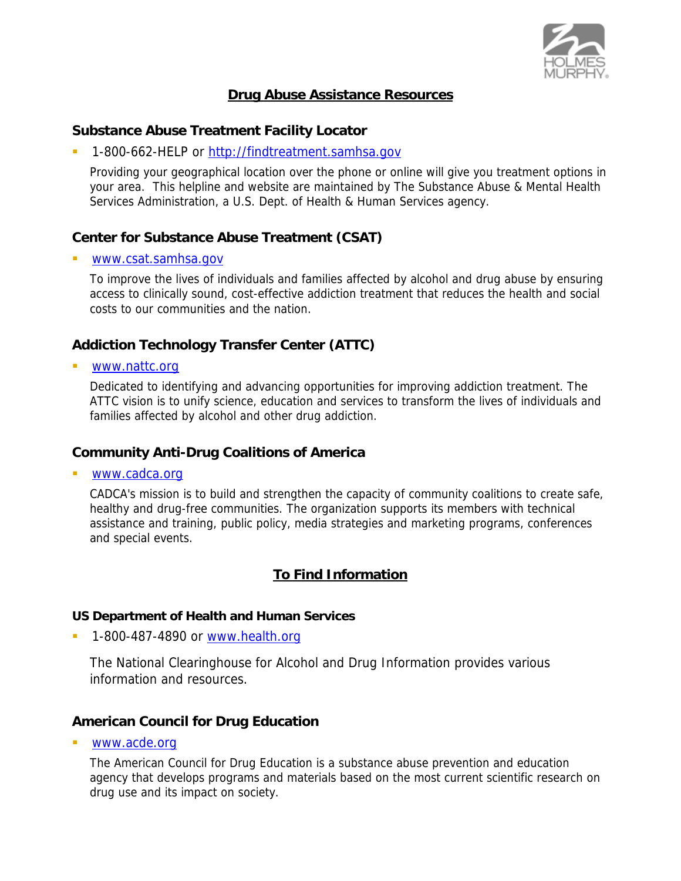# Drug Abuse Assistance Resources

### Substance Abuse Treatment Facility Locator

- 1-800-662-HELP or http://findtreatment.samhsa.gov

Providing your geographical location over the phone or online will give you treatment options in your area. This helpline and website are maintained by The Substance Abuse & Mental Health Services Administration, a U.S. Dept. of Health & Human Services agency.

### Center for Substance Abuse Treatment (CSAT)

- www.csat.samhsa.gov

To improve the lives of individuals and families affected by alcohol and drug abuse by ensuring access to clinically sound, cost-effective addiction treatment that reduces the health and social costs to our communities and the nation.

### Addiction Technology Transfer Center (ATTC)

- www.nattc.org

Dedicated to identifying and advancing opportunities for improving addiction treatment. The ATTC vision is to unify science, education and services to transform the lives of individuals and families affected by alcohol and other drug addiction.

### Community Anti-Drug Coalitions of America

- www.cadca.org

CADCA's mission is to build and strengthen the capacity of community coalitions to create safe, healthy and drug-free communities. The organization supports its members with technical assistance and training, public policy, media strategies and marketing programs, conferences and special events.

## To Find Information

### US Department of Health and Human Services

- 1-800-487-4890 or www.health.org

The National Clearinghouse for Alcohol and Drug Information provides various information and resources.

### American Council for Drug Education

- www.acde.org

The American Council for Drug Education is a substance abuse prevention and education agency that develops programs and materials based on the most current scientific research on drug use and its impact on society.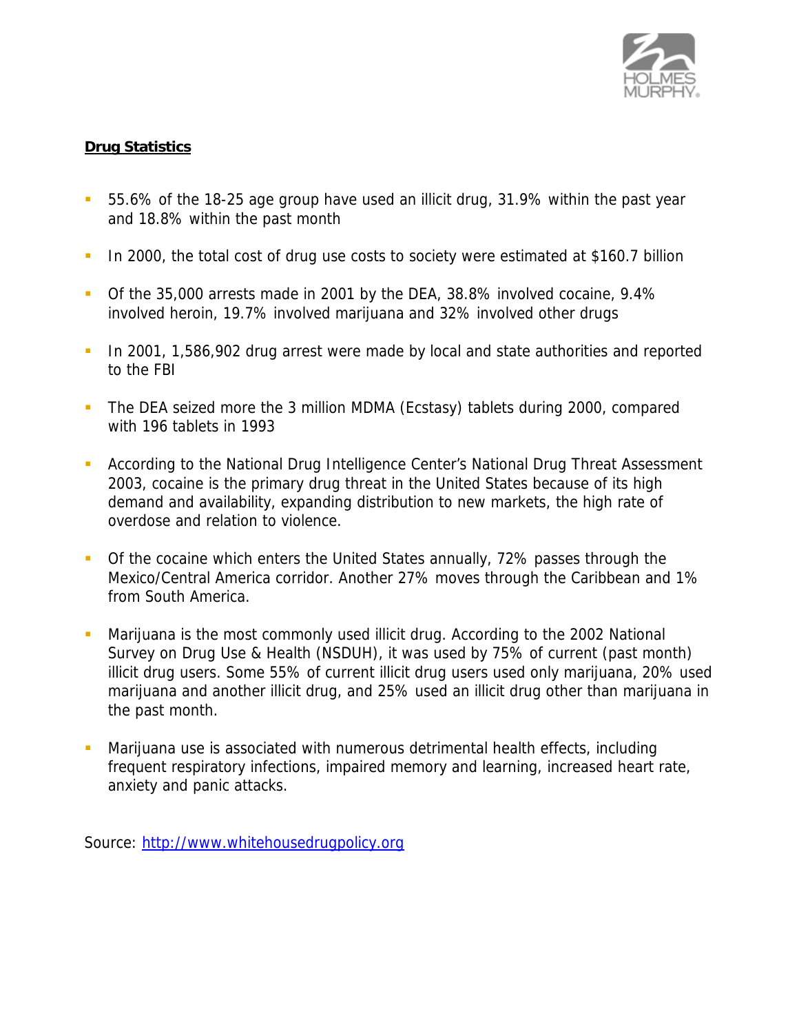**Drug Statistics**

- 55.6% of the 18-25 age group have used an illicit drug, 31.9% within the past year and 18.8% within the past month
- In 2000, the total cost of drug use costs to society were estimated at $160.7 billion
- Of the 35,000 arrests made in 2001 by the DEA, 38.8% involved cocaine, 9.4% involved heroin, 19.7% involved marijuana and 32% involved other drugs
- In 2001, 1,586,902 drug arrest were made by local and state authorities and reported to the FBI
- The DEA seized more the 3 million MDMA (Ecstasy) tablets during 2000, compared with 196 tablets in 1993
- According to the National Drug Intelligence Center's National Drug Threat Assessment 2003, cocaine is the primary drug threat in the United States because of its high demand and availability, expanding distribution to new markets, the high rate of overdose and relation to violence.
- Of the cocaine which enters the United States annually, 72% passes through the Mexico/Central America corridor. Another 27% moves through the Caribbean and 1% from South America.
- Marijuana is the most commonly used illicit drug. According to the 2002 National Survey on Drug Use & Health (NSDUH), it was used by 75% of current (past month) illicit drug users. Some 55% of current illicit drug users used only marijuana, 20% used marijuana and another illicit drug, and 25% used an illicit drug other than marijuana in the past month.
- Marijuana use is associated with numerous detrimental health effects, including frequent respiratory infections, impaired memory and learning, increased heart rate, anxiety and panic attacks.

Source: http://www.whitehousedrugpolicy.org